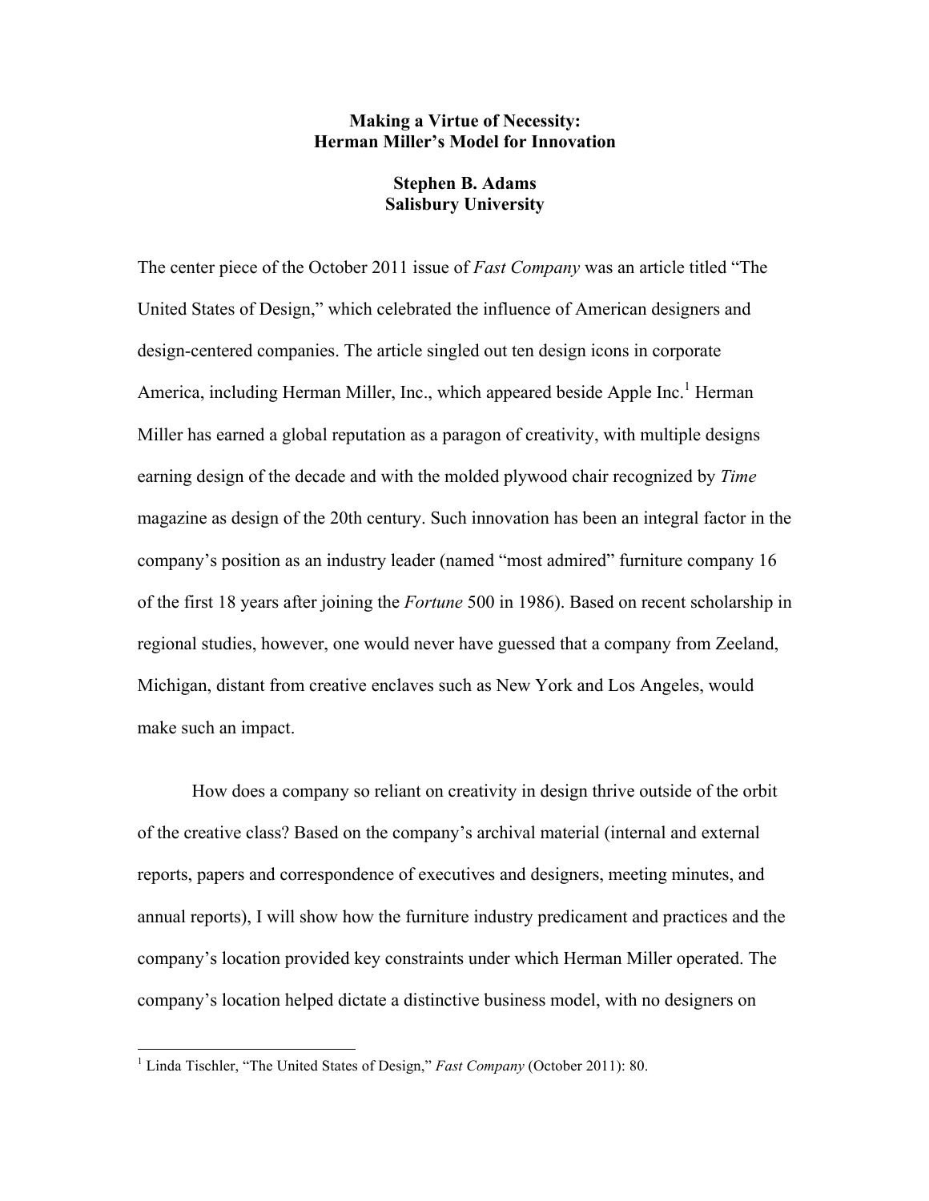# Making a Virtue of Necessity: Herman Miller's Model for Innovation

**Stephen B. Adams**
**Salisbury University**

The center piece of the October 2011 issue of *Fast Company* was an article titled "The United States of Design," which celebrated the influence of American designers and design-centered companies. The article singled out ten design icons in corporate America, including Herman Miller, Inc., which appeared beside Apple Inc.[1] Herman Miller has earned a global reputation as a paragon of creativity, with multiple designs earning design of the decade and with the molded plywood chair recognized by *Time* magazine as design of the 20th century. Such innovation has been an integral factor in the company's position as an industry leader (named "most admired" furniture company 16 of the first 18 years after joining the *Fortune* 500 in 1986). Based on recent scholarship in regional studies, however, one would never have guessed that a company from Zeeland, Michigan, distant from creative enclaves such as New York and Los Angeles, would make such an impact.

How does a company so reliant on creativity in design thrive outside of the orbit of the creative class? Based on the company's archival material (internal and external reports, papers and correspondence of executives and designers, meeting minutes, and annual reports), I will show how the furniture industry predicament and practices and the company's location provided key constraints under which Herman Miller operated. The company's location helped dictate a distinctive business model, with no designers on

---

[1] Linda Tischler, "The United States of Design," *Fast Company* (October 2011): 80.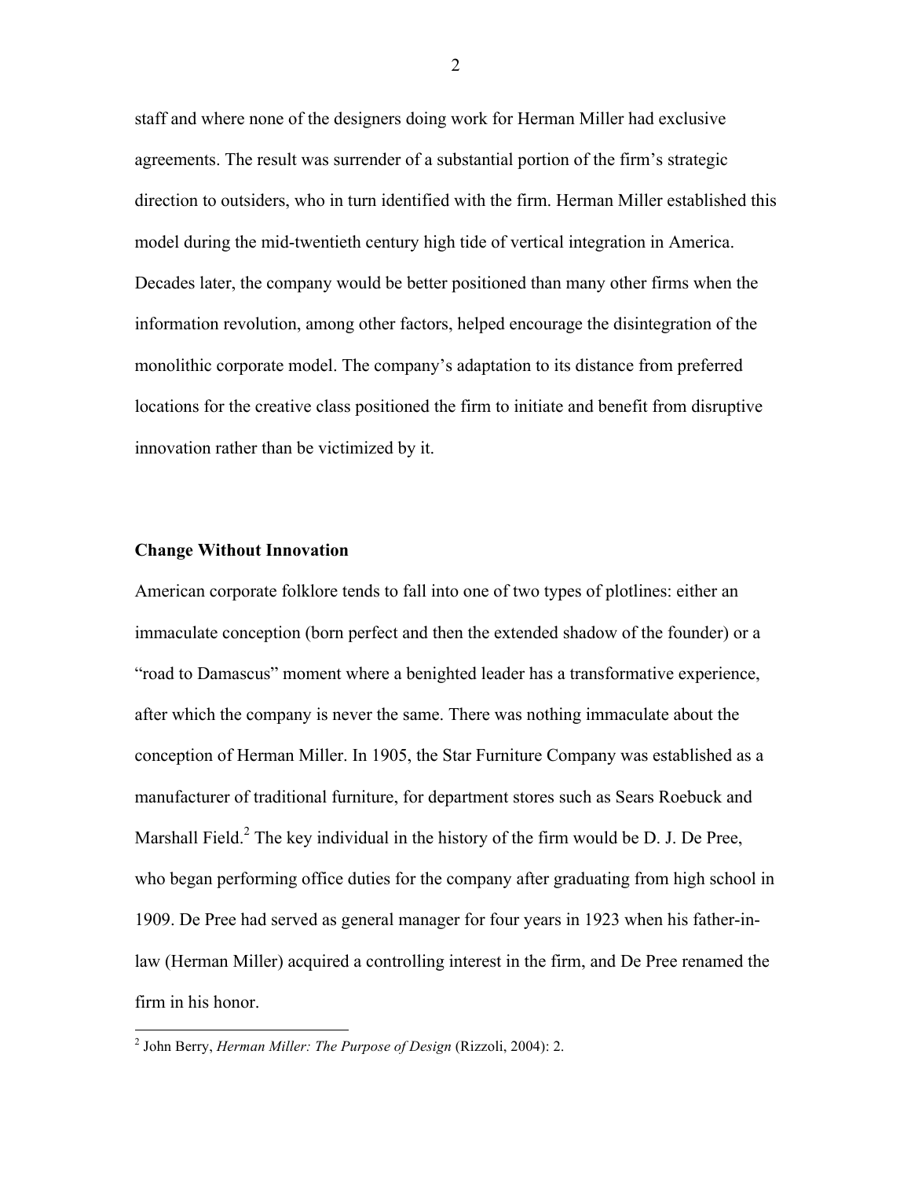staff and where none of the designers doing work for Herman Miller had exclusive agreements. The result was surrender of a substantial portion of the firm's strategic direction to outsiders, who in turn identified with the firm. Herman Miller established this model during the mid-twentieth century high tide of vertical integration in America. Decades later, the company would be better positioned than many other firms when the information revolution, among other factors, helped encourage the disintegration of the monolithic corporate model. The company's adaptation to its distance from preferred locations for the creative class positioned the firm to initiate and benefit from disruptive innovation rather than be victimized by it.

**Change Without Innovation**

American corporate folklore tends to fall into one of two types of plotlines: either an immaculate conception (born perfect and then the extended shadow of the founder) or a "road to Damascus" moment where a benighted leader has a transformative experience, after which the company is never the same. There was nothing immaculate about the conception of Herman Miller. In 1905, the Star Furniture Company was established as a manufacturer of traditional furniture, for department stores such as Sears Roebuck and Marshall Field.[2] The key individual in the history of the firm would be D. J. De Pree, who began performing office duties for the company after graduating from high school in 1909. De Pree had served as general manager for four years in 1923 when his father-in-law (Herman Miller) acquired a controlling interest in the firm, and De Pree renamed the firm in his honor.

[2] John Berry, *Herman Miller: The Purpose of Design* (Rizzoli, 2004): 2.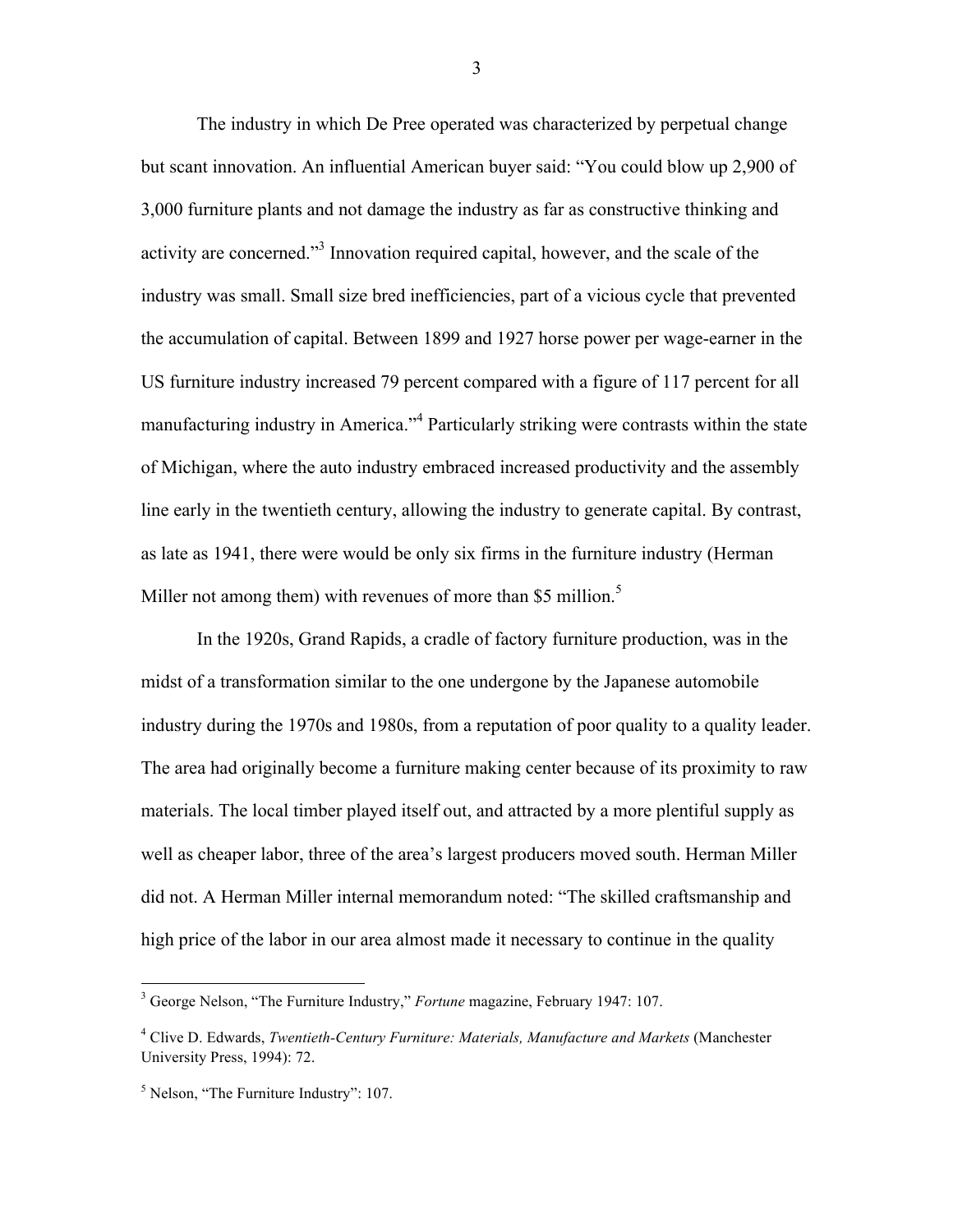The industry in which De Pree operated was characterized by perpetual change but scant innovation. An influential American buyer said: "You could blow up 2,900 of 3,000 furniture plants and not damage the industry as far as constructive thinking and activity are concerned."[3] Innovation required capital, however, and the scale of the industry was small. Small size bred inefficiencies, part of a vicious cycle that prevented the accumulation of capital. Between 1899 and 1927 horse power per wage-earner in the US furniture industry increased 79 percent compared with a figure of 117 percent for all manufacturing industry in America."[4] Particularly striking were contrasts within the state of Michigan, where the auto industry embraced increased productivity and the assembly line early in the twentieth century, allowing the industry to generate capital. By contrast, as late as 1941, there were would be only six firms in the furniture industry (Herman Miller not among them) with revenues of more than $5 million.[5]

In the 1920s, Grand Rapids, a cradle of factory furniture production, was in the midst of a transformation similar to the one undergone by the Japanese automobile industry during the 1970s and 1980s, from a reputation of poor quality to a quality leader. The area had originally become a furniture making center because of its proximity to raw materials. The local timber played itself out, and attracted by a more plentiful supply as well as cheaper labor, three of the area's largest producers moved south. Herman Miller did not. A Herman Miller internal memorandum noted: "The skilled craftsmanship and high price of the labor in our area almost made it necessary to continue in the quality

---

[3] George Nelson, "The Furniture Industry," *Fortune* magazine, February 1947: 107.

[4] Clive D. Edwards, *Twentieth-Century Furniture: Materials, Manufacture and Markets* (Manchester University Press, 1994): 72.

[5] Nelson, "The Furniture Industry": 107.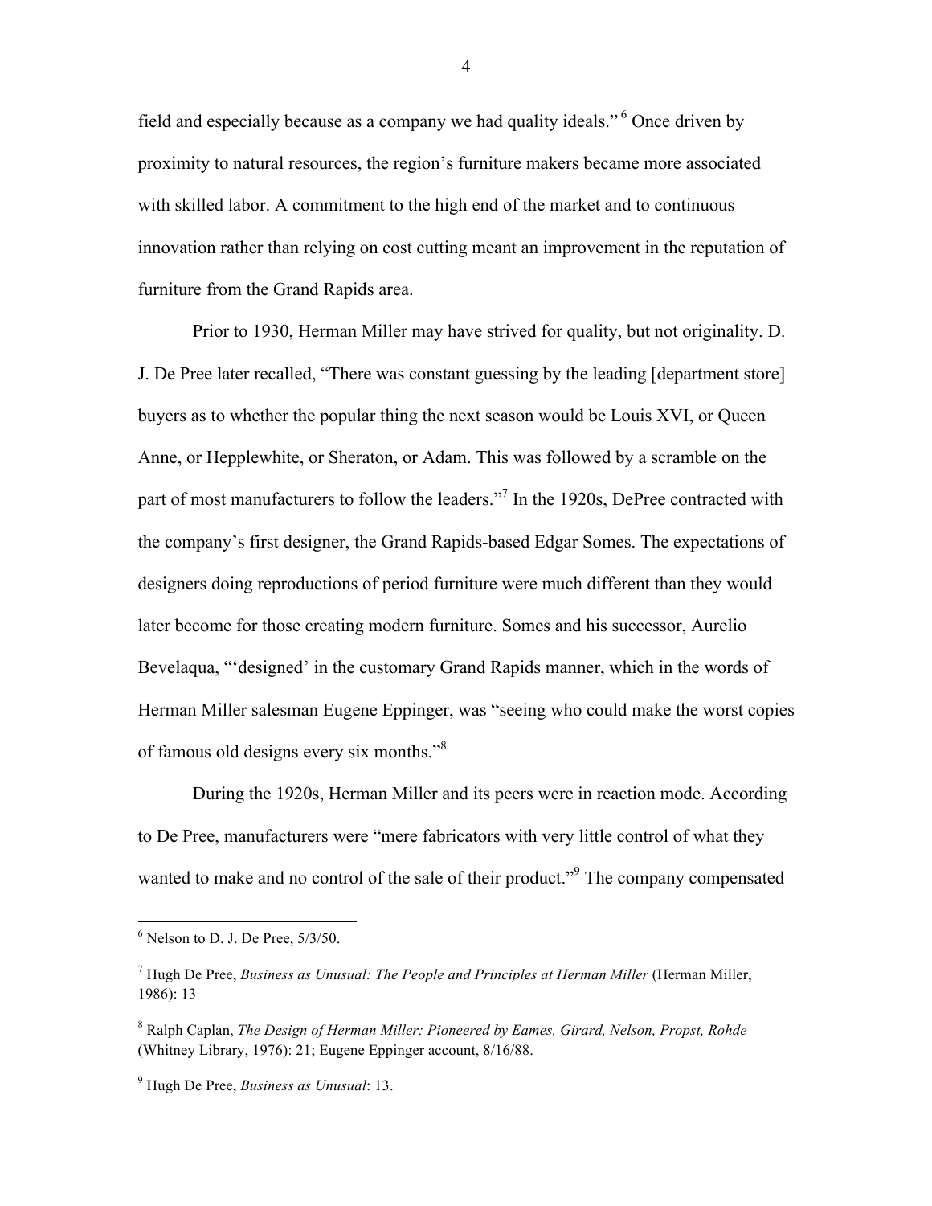field and especially because as a company we had quality ideals."[6] Once driven by proximity to natural resources, the region's furniture makers became more associated with skilled labor. A commitment to the high end of the market and to continuous innovation rather than relying on cost cutting meant an improvement in the reputation of furniture from the Grand Rapids area.

Prior to 1930, Herman Miller may have strived for quality, but not originality. D. J. De Pree later recalled, "There was constant guessing by the leading [department store] buyers as to whether the popular thing the next season would be Louis XVI, or Queen Anne, or Hepplewhite, or Sheraton, or Adam. This was followed by a scramble on the part of most manufacturers to follow the leaders."[7] In the 1920s, DePree contracted with the company's first designer, the Grand Rapids-based Edgar Somes. The expectations of designers doing reproductions of period furniture were much different than they would later become for those creating modern furniture. Somes and his successor, Aurelio Bevelaqua, "'designed' in the customary Grand Rapids manner, which in the words of Herman Miller salesman Eugene Eppinger, was "seeing who could make the worst copies of famous old designs every six months."[8]

During the 1920s, Herman Miller and its peers were in reaction mode. According to De Pree, manufacturers were "mere fabricators with very little control of what they wanted to make and no control of the sale of their product."[9] The company compensated

---

[6] Nelson to D. J. De Pree, 5/3/50.

[7] Hugh De Pree, *Business as Unusual: The People and Principles at Herman Miller* (Herman Miller, 1986): 13

[8] Ralph Caplan, *The Design of Herman Miller: Pioneered by Eames, Girard, Nelson, Propst, Rohde* (Whitney Library, 1976): 21; Eugene Eppinger account, 8/16/88.

[9] Hugh De Pree, *Business as Unusual*: 13.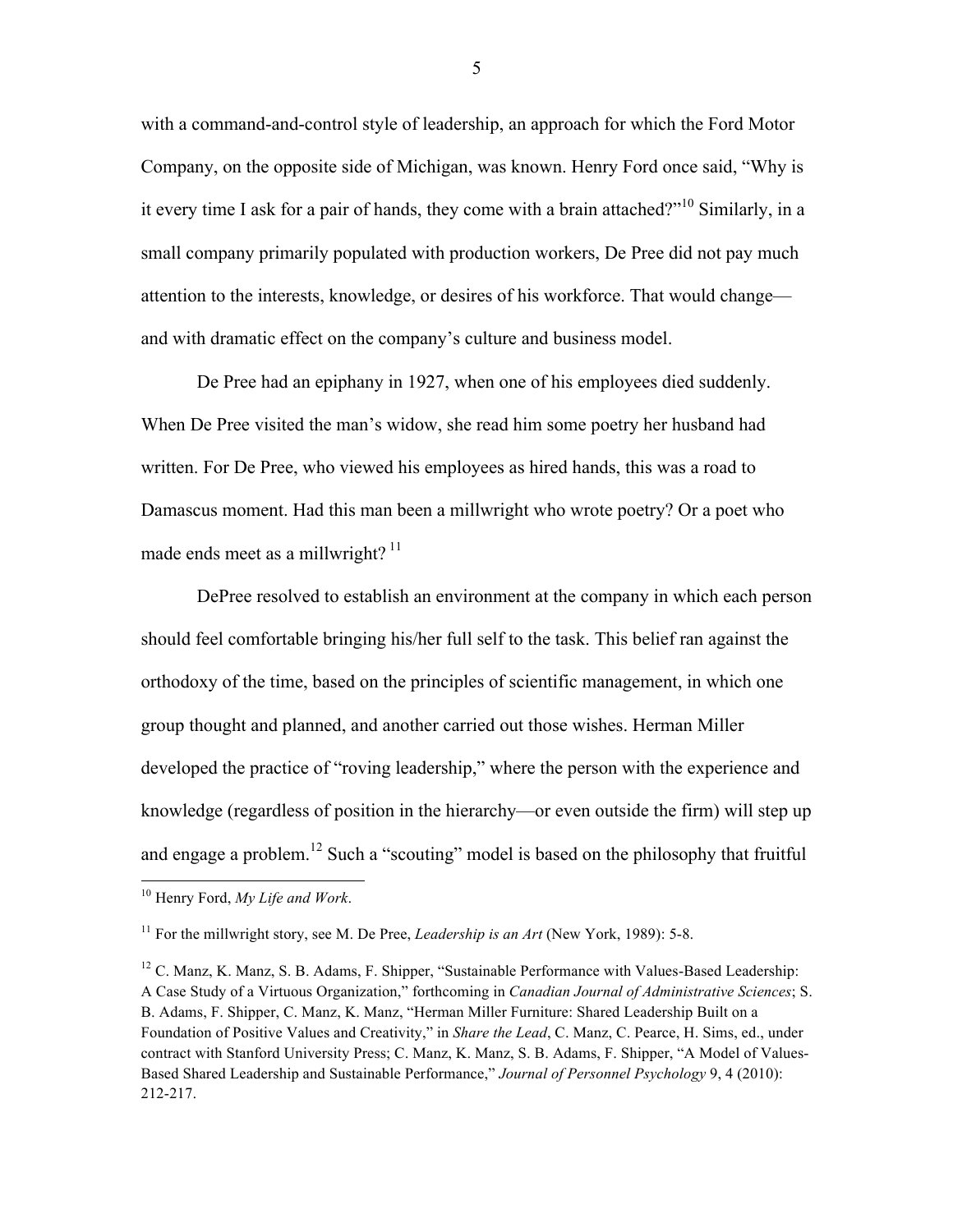with a command-and-control style of leadership, an approach for which the Ford Motor Company, on the opposite side of Michigan, was known. Henry Ford once said, "Why is it every time I ask for a pair of hands, they come with a brain attached?"[10] Similarly, in a small company primarily populated with production workers, De Pree did not pay much attention to the interests, knowledge, or desires of his workforce. That would change—and with dramatic effect on the company's culture and business model.

De Pree had an epiphany in 1927, when one of his employees died suddenly. When De Pree visited the man's widow, she read him some poetry her husband had written. For De Pree, who viewed his employees as hired hands, this was a road to Damascus moment. Had this man been a millwright who wrote poetry? Or a poet who made ends meet as a millwright? [11]

DePree resolved to establish an environment at the company in which each person should feel comfortable bringing his/her full self to the task. This belief ran against the orthodoxy of the time, based on the principles of scientific management, in which one group thought and planned, and another carried out those wishes. Herman Miller developed the practice of "roving leadership," where the person with the experience and knowledge (regardless of position in the hierarchy—or even outside the firm) will step up and engage a problem.[12] Such a "scouting" model is based on the philosophy that fruitful

---

[10] Henry Ford, *My Life and Work*.

[11] For the millwright story, see M. De Pree, *Leadership is an Art* (New York, 1989): 5-8.

[12] C. Manz, K. Manz, S. B. Adams, F. Shipper, "Sustainable Performance with Values-Based Leadership: A Case Study of a Virtuous Organization," forthcoming in *Canadian Journal of Administrative Sciences*; S. B. Adams, F. Shipper, C. Manz, K. Manz, "Herman Miller Furniture: Shared Leadership Built on a Foundation of Positive Values and Creativity," in *Share the Lead*, C. Manz, C. Pearce, H. Sims, ed., under contract with Stanford University Press; C. Manz, K. Manz, S. B. Adams, F. Shipper, "A Model of Values-Based Shared Leadership and Sustainable Performance," *Journal of Personnel Psychology* 9, 4 (2010): 212-217.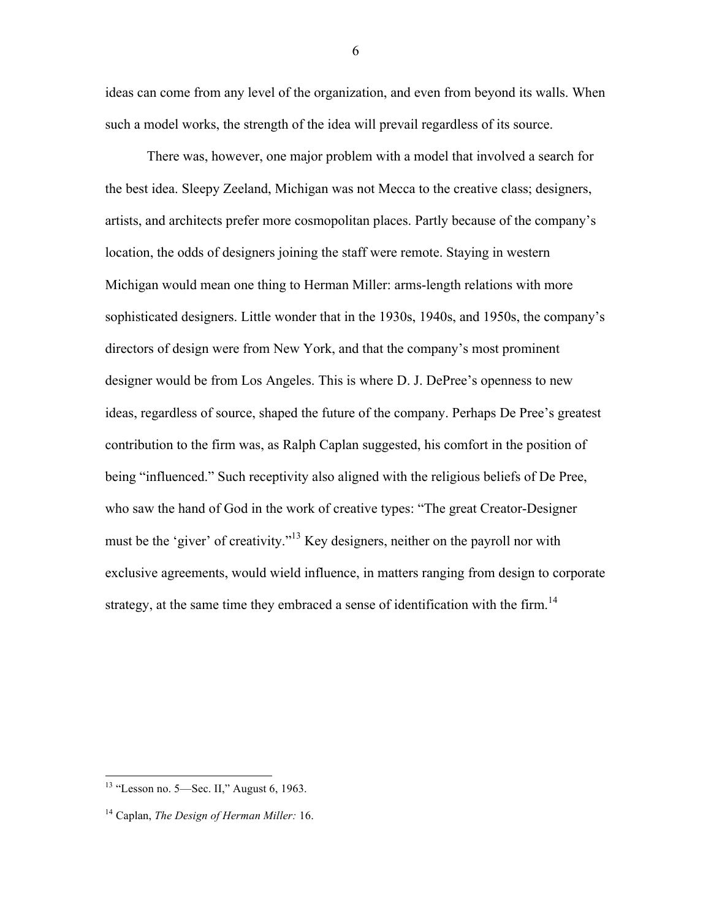ideas can come from any level of the organization, and even from beyond its walls. When such a model works, the strength of the idea will prevail regardless of its source.

There was, however, one major problem with a model that involved a search for the best idea. Sleepy Zeeland, Michigan was not Mecca to the creative class; designers, artists, and architects prefer more cosmopolitan places. Partly because of the company's location, the odds of designers joining the staff were remote. Staying in western Michigan would mean one thing to Herman Miller: arms-length relations with more sophisticated designers. Little wonder that in the 1930s, 1940s, and 1950s, the company's directors of design were from New York, and that the company's most prominent designer would be from Los Angeles. This is where D. J. DePree's openness to new ideas, regardless of source, shaped the future of the company. Perhaps De Pree's greatest contribution to the firm was, as Ralph Caplan suggested, his comfort in the position of being "influenced." Such receptivity also aligned with the religious beliefs of De Pree, who saw the hand of God in the work of creative types: "The great Creator-Designer must be the 'giver' of creativity."[13] Key designers, neither on the payroll nor with exclusive agreements, would wield influence, in matters ranging from design to corporate strategy, at the same time they embraced a sense of identification with the firm.[14]

---

[13] "Lesson no. 5—Sec. II," August 6, 1963.

[14] Caplan, *The Design of Herman Miller:* 16.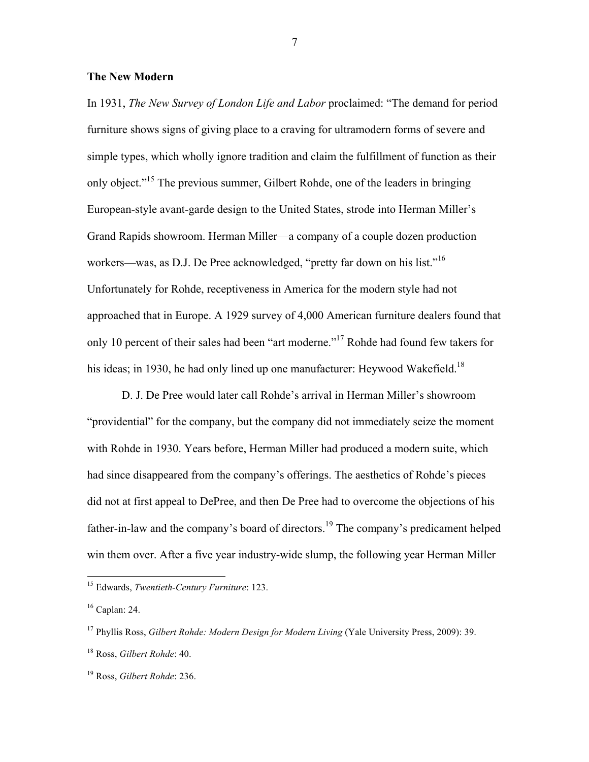**The New Modern**

In 1931, *The New Survey of London Life and Labor* proclaimed: "The demand for period furniture shows signs of giving place to a craving for ultramodern forms of severe and simple types, which wholly ignore tradition and claim the fulfillment of function as their only object."[15] The previous summer, Gilbert Rohde, one of the leaders in bringing European-style avant-garde design to the United States, strode into Herman Miller's Grand Rapids showroom. Herman Miller—a company of a couple dozen production workers—was, as D.J. De Pree acknowledged, "pretty far down on his list."[16] Unfortunately for Rohde, receptiveness in America for the modern style had not approached that in Europe. A 1929 survey of 4,000 American furniture dealers found that only 10 percent of their sales had been "art moderne."[17] Rohde had found few takers for his ideas; in 1930, he had only lined up one manufacturer: Heywood Wakefield.[18]

D. J. De Pree would later call Rohde's arrival in Herman Miller's showroom "providential" for the company, but the company did not immediately seize the moment with Rohde in 1930. Years before, Herman Miller had produced a modern suite, which had since disappeared from the company's offerings. The aesthetics of Rohde's pieces did not at first appeal to DePree, and then De Pree had to overcome the objections of his father-in-law and the company's board of directors.[19] The company's predicament helped win them over. After a five year industry-wide slump, the following year Herman Miller

---

[15] Edwards, *Twentieth-Century Furniture*: 123.

[16] Caplan: 24.

[17] Phyllis Ross, *Gilbert Rohde: Modern Design for Modern Living* (Yale University Press, 2009): 39.

[18] Ross, *Gilbert Rohde*: 40.

[19] Ross, *Gilbert Rohde*: 236.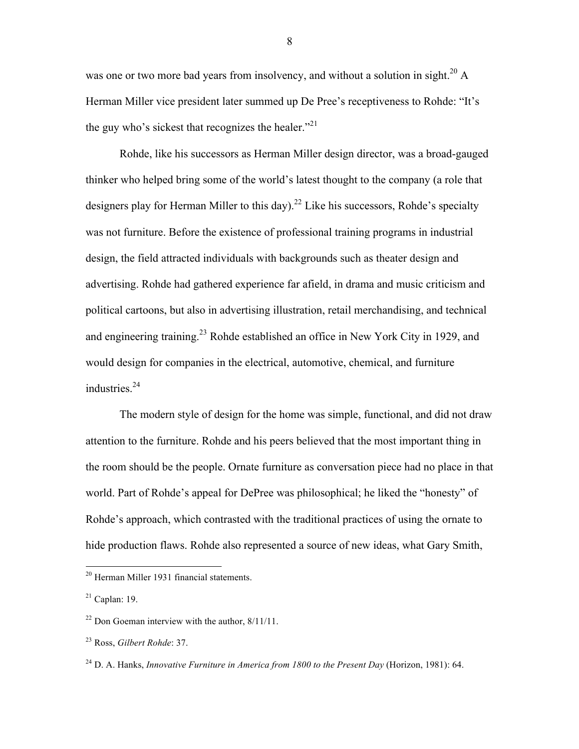was one or two more bad years from insolvency, and without a solution in sight.[20] A Herman Miller vice president later summed up De Pree's receptiveness to Rohde: "It's the guy who's sickest that recognizes the healer."[21]

Rohde, like his successors as Herman Miller design director, was a broad-gauged thinker who helped bring some of the world's latest thought to the company (a role that designers play for Herman Miller to this day).[22] Like his successors, Rohde's specialty was not furniture. Before the existence of professional training programs in industrial design, the field attracted individuals with backgrounds such as theater design and advertising. Rohde had gathered experience far afield, in drama and music criticism and political cartoons, but also in advertising illustration, retail merchandising, and technical and engineering training.[23] Rohde established an office in New York City in 1929, and would design for companies in the electrical, automotive, chemical, and furniture industries.[24]

The modern style of design for the home was simple, functional, and did not draw attention to the furniture. Rohde and his peers believed that the most important thing in the room should be the people. Ornate furniture as conversation piece had no place in that world. Part of Rohde's appeal for DePree was philosophical; he liked the "honesty" of Rohde's approach, which contrasted with the traditional practices of using the ornate to hide production flaws. Rohde also represented a source of new ideas, what Gary Smith,

---

[20] Herman Miller 1931 financial statements.

[21] Caplan: 19.

[22] Don Goeman interview with the author, 8/11/11.

[23] Ross, *Gilbert Rohde*: 37.

[24] D. A. Hanks, *Innovative Furniture in America from 1800 to the Present Day* (Horizon, 1981): 64.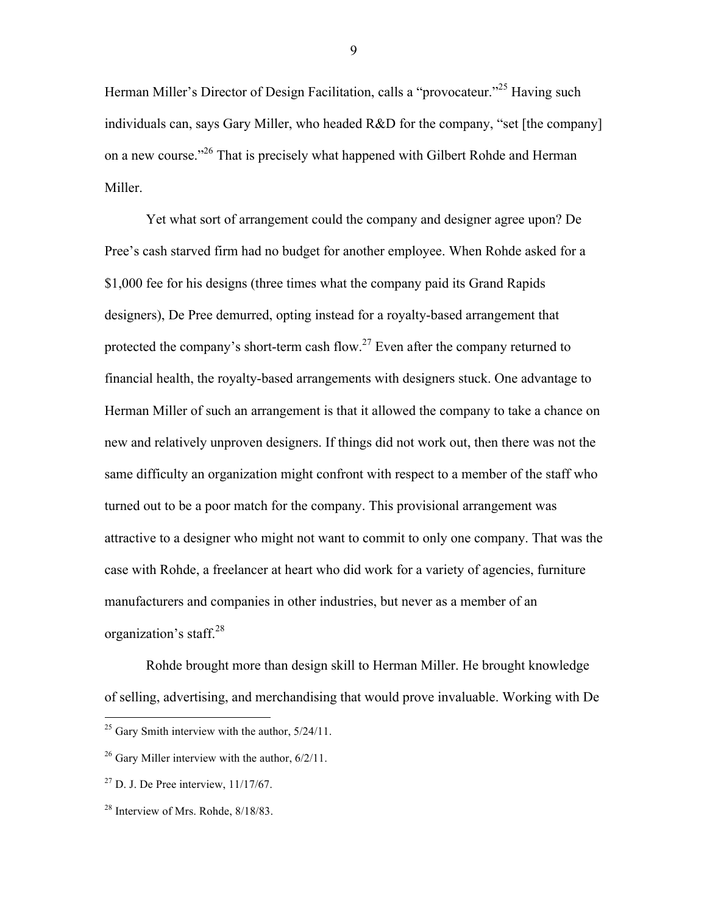Herman Miller's Director of Design Facilitation, calls a "provocateur."[25] Having such individuals can, says Gary Miller, who headed R&D for the company, "set [the company] on a new course."[26] That is precisely what happened with Gilbert Rohde and Herman Miller.

Yet what sort of arrangement could the company and designer agree upon? De Pree's cash starved firm had no budget for another employee. When Rohde asked for a $1,000 fee for his designs (three times what the company paid its Grand Rapids designers), De Pree demurred, opting instead for a royalty-based arrangement that protected the company's short-term cash flow.[27] Even after the company returned to financial health, the royalty-based arrangements with designers stuck. One advantage to Herman Miller of such an arrangement is that it allowed the company to take a chance on new and relatively unproven designers. If things did not work out, then there was not the same difficulty an organization might confront with respect to a member of the staff who turned out to be a poor match for the company. This provisional arrangement was attractive to a designer who might not want to commit to only one company. That was the case with Rohde, a freelancer at heart who did work for a variety of agencies, furniture manufacturers and companies in other industries, but never as a member of an organization's staff.[28]

Rohde brought more than design skill to Herman Miller. He brought knowledge of selling, advertising, and merchandising that would prove invaluable. Working with De

---

[25] Gary Smith interview with the author, 5/24/11.

[26] Gary Miller interview with the author, 6/2/11.

[27] D. J. De Pree interview, 11/17/67.

[28] Interview of Mrs. Rohde, 8/18/83.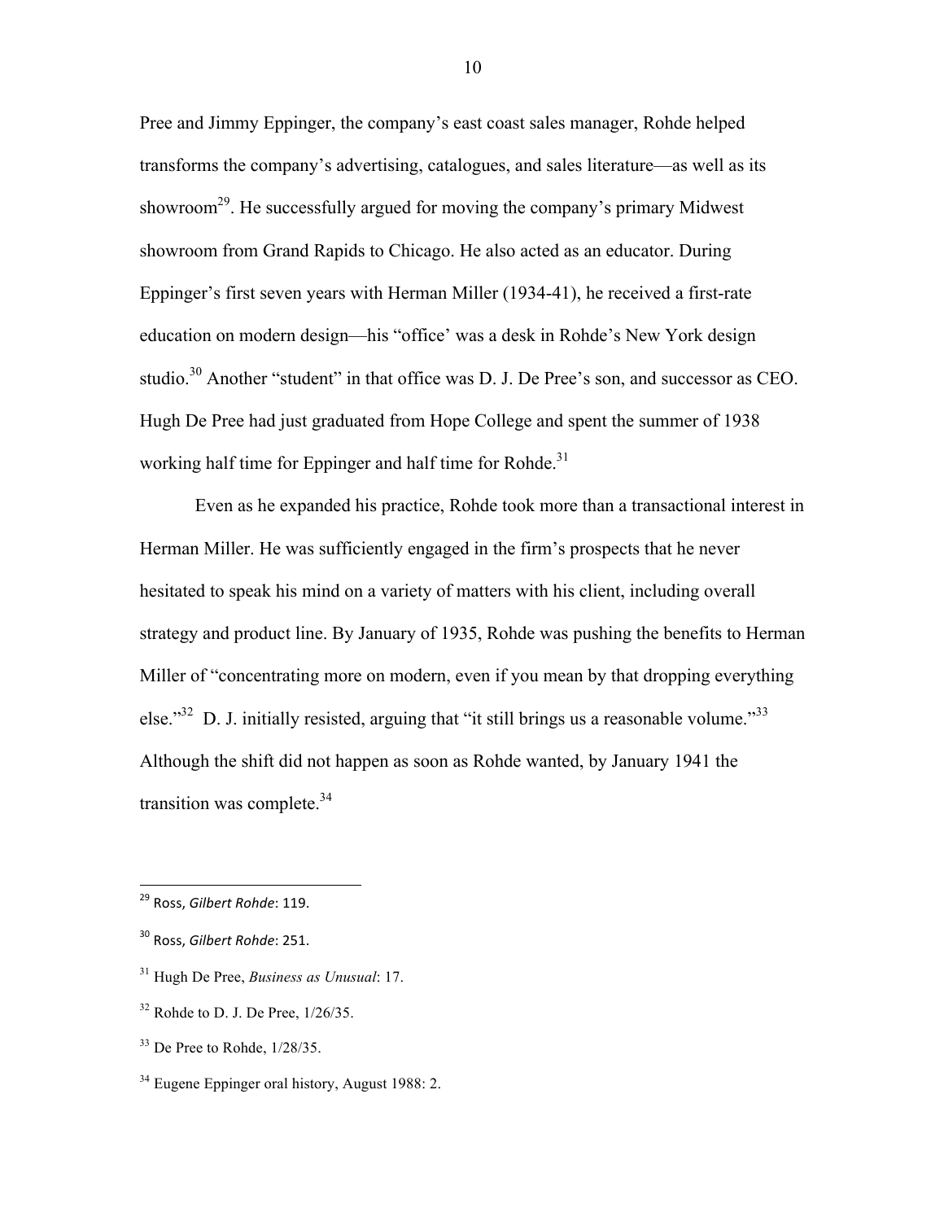Pree and Jimmy Eppinger, the company's east coast sales manager, Rohde helped transforms the company's advertising, catalogues, and sales literature—as well as its showroom[29]. He successfully argued for moving the company's primary Midwest showroom from Grand Rapids to Chicago. He also acted as an educator. During Eppinger's first seven years with Herman Miller (1934-41), he received a first-rate education on modern design—his "office' was a desk in Rohde's New York design studio.[30] Another "student" in that office was D. J. De Pree's son, and successor as CEO. Hugh De Pree had just graduated from Hope College and spent the summer of 1938 working half time for Eppinger and half time for Rohde.[31]

Even as he expanded his practice, Rohde took more than a transactional interest in Herman Miller. He was sufficiently engaged in the firm's prospects that he never hesitated to speak his mind on a variety of matters with his client, including overall strategy and product line. By January of 1935, Rohde was pushing the benefits to Herman Miller of "concentrating more on modern, even if you mean by that dropping everything else."[32] D. J. initially resisted, arguing that "it still brings us a reasonable volume."[33] Although the shift did not happen as soon as Rohde wanted, by January 1941 the transition was complete.[34]

---

[29] Ross, *Gilbert Rohde*: 119.

[30] Ross, *Gilbert Rohde*: 251.

[31] Hugh De Pree, *Business as Unusual*: 17.

[32] Rohde to D. J. De Pree, 1/26/35.

[33] De Pree to Rohde, 1/28/35.

[34] Eugene Eppinger oral history, August 1988: 2.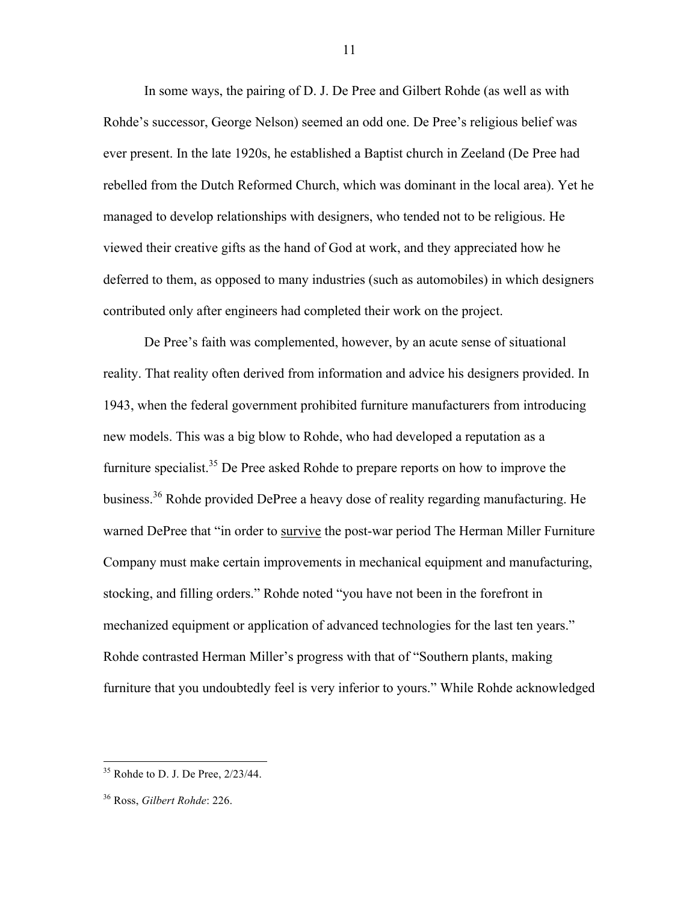In some ways, the pairing of D. J. De Pree and Gilbert Rohde (as well as with Rohde's successor, George Nelson) seemed an odd one. De Pree's religious belief was ever present. In the late 1920s, he established a Baptist church in Zeeland (De Pree had rebelled from the Dutch Reformed Church, which was dominant in the local area). Yet he managed to develop relationships with designers, who tended not to be religious. He viewed their creative gifts as the hand of God at work, and they appreciated how he deferred to them, as opposed to many industries (such as automobiles) in which designers contributed only after engineers had completed their work on the project.

De Pree's faith was complemented, however, by an acute sense of situational reality. That reality often derived from information and advice his designers provided. In 1943, when the federal government prohibited furniture manufacturers from introducing new models. This was a big blow to Rohde, who had developed a reputation as a furniture specialist.[35] De Pree asked Rohde to prepare reports on how to improve the business.[36] Rohde provided DePree a heavy dose of reality regarding manufacturing. He warned DePree that "in order to <u>survive</u> the post-war period The Herman Miller Furniture Company must make certain improvements in mechanical equipment and manufacturing, stocking, and filling orders." Rohde noted "you have not been in the forefront in mechanized equipment or application of advanced technologies for the last ten years." Rohde contrasted Herman Miller's progress with that of "Southern plants, making furniture that you undoubtedly feel is very inferior to yours." While Rohde acknowledged

---

[35] Rohde to D. J. De Pree, 2/23/44.

[36] Ross, *Gilbert Rohde*: 226.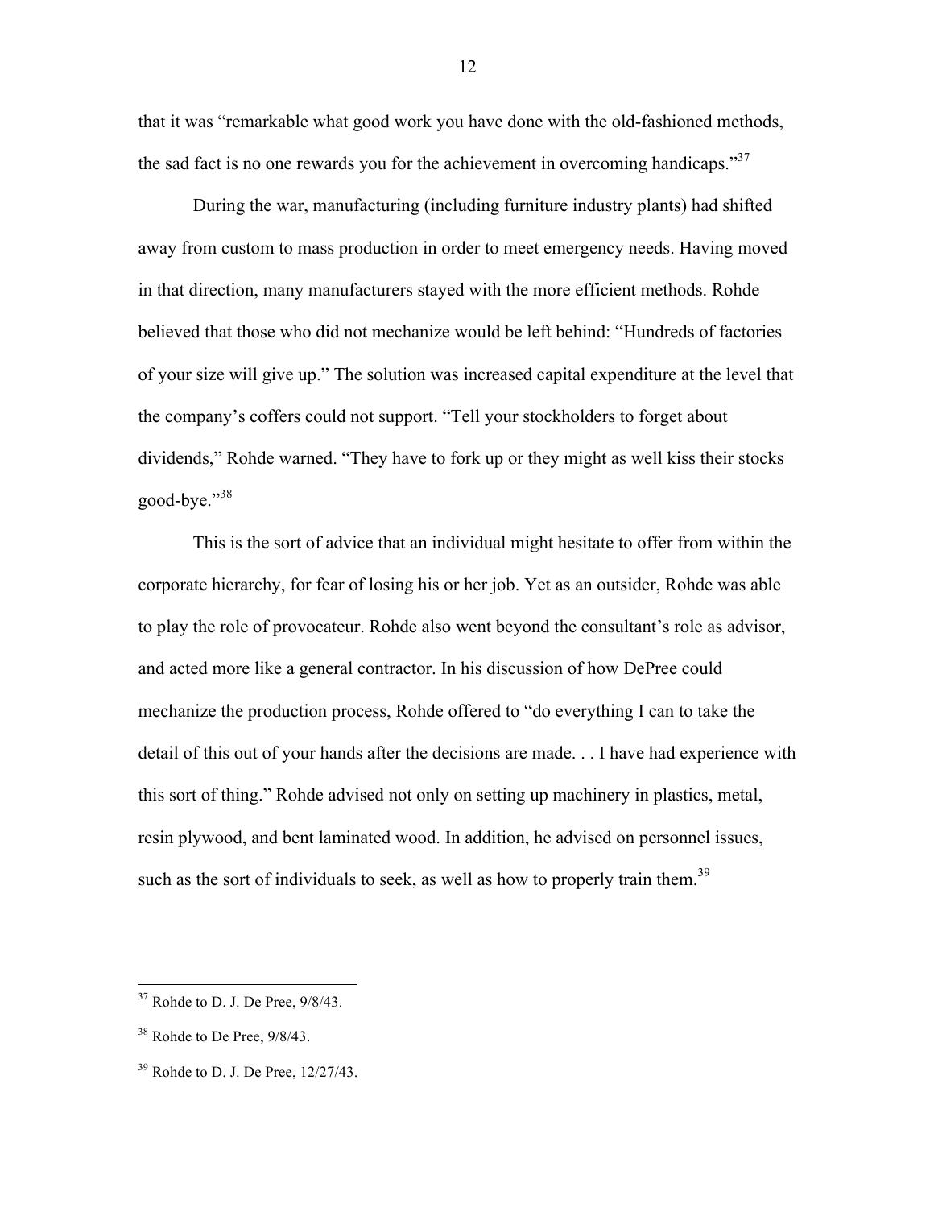that it was "remarkable what good work you have done with the old-fashioned methods, the sad fact is no one rewards you for the achievement in overcoming handicaps."[37]

During the war, manufacturing (including furniture industry plants) had shifted away from custom to mass production in order to meet emergency needs. Having moved in that direction, many manufacturers stayed with the more efficient methods. Rohde believed that those who did not mechanize would be left behind: "Hundreds of factories of your size will give up." The solution was increased capital expenditure at the level that the company's coffers could not support. "Tell your stockholders to forget about dividends," Rohde warned. "They have to fork up or they might as well kiss their stocks good-bye."[38]

This is the sort of advice that an individual might hesitate to offer from within the corporate hierarchy, for fear of losing his or her job. Yet as an outsider, Rohde was able to play the role of provocateur. Rohde also went beyond the consultant's role as advisor, and acted more like a general contractor. In his discussion of how DePree could mechanize the production process, Rohde offered to "do everything I can to take the detail of this out of your hands after the decisions are made. . . I have had experience with this sort of thing." Rohde advised not only on setting up machinery in plastics, metal, resin plywood, and bent laminated wood. In addition, he advised on personnel issues, such as the sort of individuals to seek, as well as how to properly train them.[39]

---

[37] Rohde to D. J. De Pree, 9/8/43.

[38] Rohde to De Pree, 9/8/43.

[39] Rohde to D. J. De Pree, 12/27/43.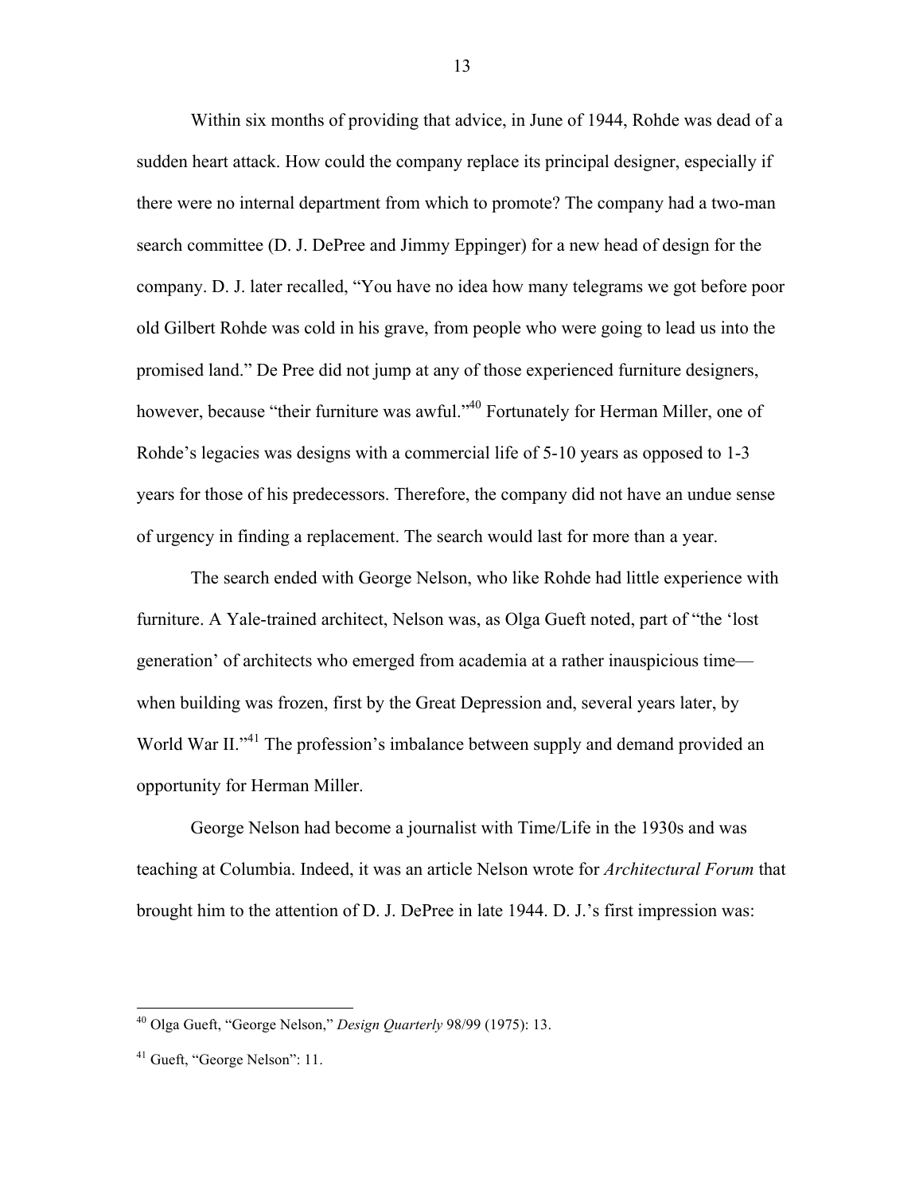Within six months of providing that advice, in June of 1944, Rohde was dead of a sudden heart attack. How could the company replace its principal designer, especially if there were no internal department from which to promote? The company had a two-man search committee (D. J. DePree and Jimmy Eppinger) for a new head of design for the company. D. J. later recalled, "You have no idea how many telegrams we got before poor old Gilbert Rohde was cold in his grave, from people who were going to lead us into the promised land." De Pree did not jump at any of those experienced furniture designers, however, because "their furniture was awful."[40] Fortunately for Herman Miller, one of Rohde's legacies was designs with a commercial life of 5-10 years as opposed to 1-3 years for those of his predecessors. Therefore, the company did not have an undue sense of urgency in finding a replacement. The search would last for more than a year.

The search ended with George Nelson, who like Rohde had little experience with furniture. A Yale-trained architect, Nelson was, as Olga Gueft noted, part of "the 'lost generation' of architects who emerged from academia at a rather inauspicious time—when building was frozen, first by the Great Depression and, several years later, by World War II."[41] The profession's imbalance between supply and demand provided an opportunity for Herman Miller.

George Nelson had become a journalist with Time/Life in the 1930s and was teaching at Columbia. Indeed, it was an article Nelson wrote for *Architectural Forum* that brought him to the attention of D. J. DePree in late 1944. D. J.'s first impression was:

---

[40] Olga Gueft, "George Nelson," *Design Quarterly* 98/99 (1975): 13.

[41] Gueft, "George Nelson": 11.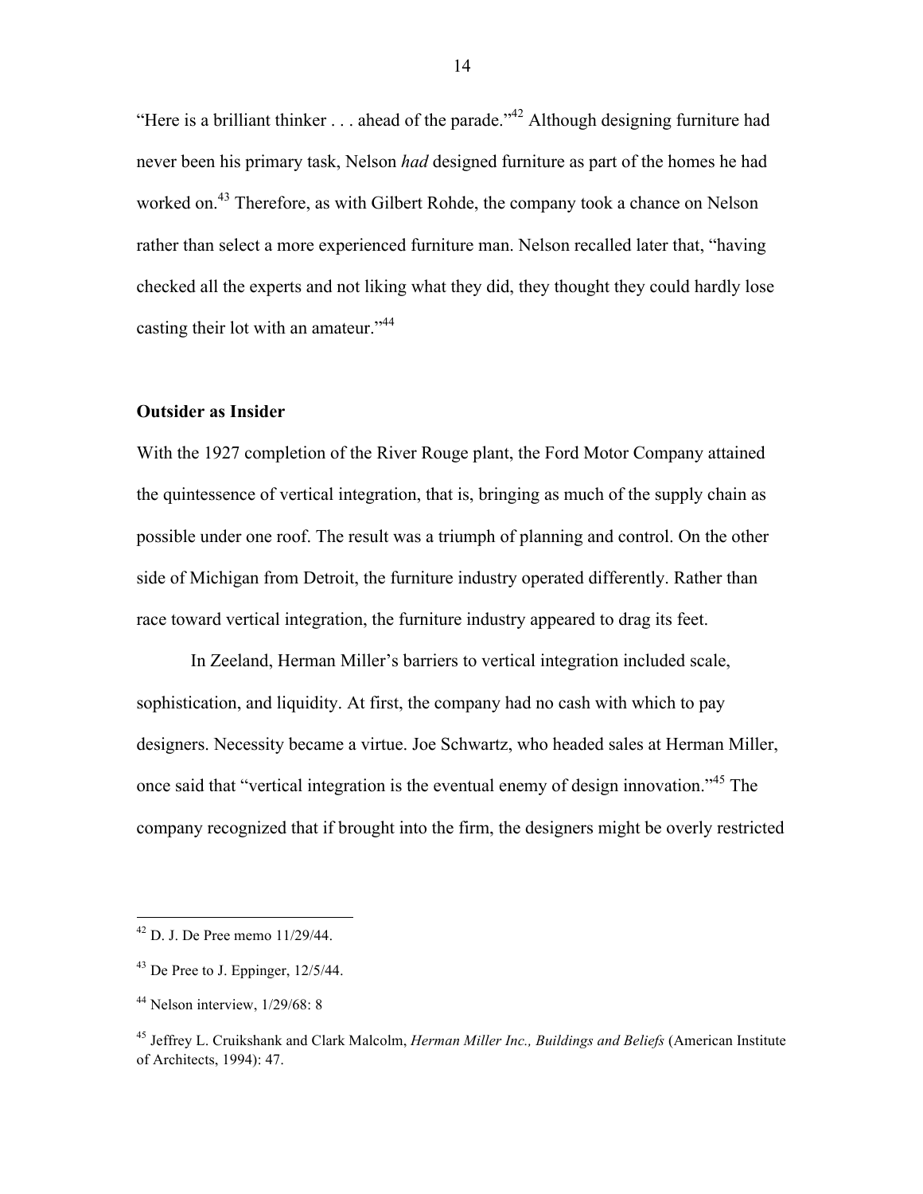"Here is a brilliant thinker . . . ahead of the parade."[42] Although designing furniture had never been his primary task, Nelson *had* designed furniture as part of the homes he had worked on.[43] Therefore, as with Gilbert Rohde, the company took a chance on Nelson rather than select a more experienced furniture man. Nelson recalled later that, "having checked all the experts and not liking what they did, they thought they could hardly lose casting their lot with an amateur."[44]

### Outsider as Insider

With the 1927 completion of the River Rouge plant, the Ford Motor Company attained the quintessence of vertical integration, that is, bringing as much of the supply chain as possible under one roof. The result was a triumph of planning and control. On the other side of Michigan from Detroit, the furniture industry operated differently. Rather than race toward vertical integration, the furniture industry appeared to drag its feet.

In Zeeland, Herman Miller's barriers to vertical integration included scale, sophistication, and liquidity. At first, the company had no cash with which to pay designers. Necessity became a virtue. Joe Schwartz, who headed sales at Herman Miller, once said that "vertical integration is the eventual enemy of design innovation."[45] The company recognized that if brought into the firm, the designers might be overly restricted

---

[42] D. J. De Pree memo 11/29/44.

[43] De Pree to J. Eppinger, 12/5/44.

[44] Nelson interview, 1/29/68: 8

[45] Jeffrey L. Cruikshank and Clark Malcolm, *Herman Miller Inc., Buildings and Beliefs* (American Institute of Architects, 1994): 47.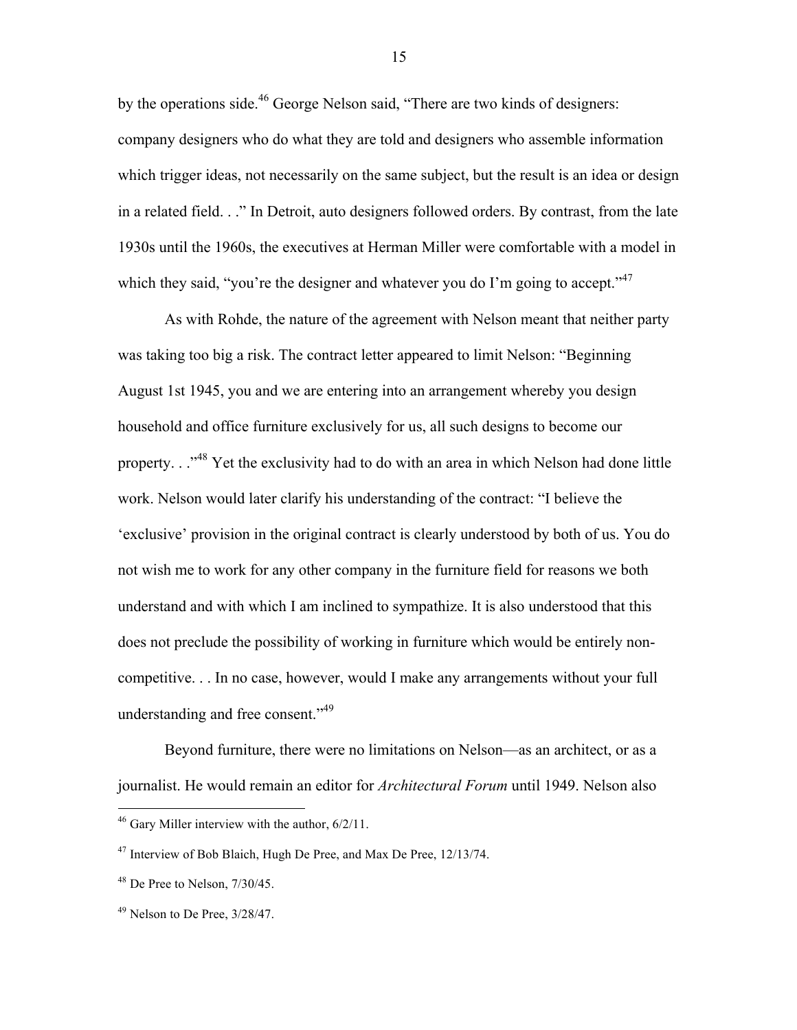by the operations side.[46] George Nelson said, "There are two kinds of designers: company designers who do what they are told and designers who assemble information which trigger ideas, not necessarily on the same subject, but the result is an idea or design in a related field. . ." In Detroit, auto designers followed orders. By contrast, from the late 1930s until the 1960s, the executives at Herman Miller were comfortable with a model in which they said, "you're the designer and whatever you do I'm going to accept."[47]

As with Rohde, the nature of the agreement with Nelson meant that neither party was taking too big a risk. The contract letter appeared to limit Nelson: "Beginning August 1st 1945, you and we are entering into an arrangement whereby you design household and office furniture exclusively for us, all such designs to become our property. . ."[48] Yet the exclusivity had to do with an area in which Nelson had done little work. Nelson would later clarify his understanding of the contract: "I believe the 'exclusive' provision in the original contract is clearly understood by both of us. You do not wish me to work for any other company in the furniture field for reasons we both understand and with which I am inclined to sympathize. It is also understood that this does not preclude the possibility of working in furniture which would be entirely non-competitive. . . In no case, however, would I make any arrangements without your full understanding and free consent."[49]

Beyond furniture, there were no limitations on Nelson—as an architect, or as a journalist. He would remain an editor for *Architectural Forum* until 1949. Nelson also

---

[46] Gary Miller interview with the author, 6/2/11.

[47] Interview of Bob Blaich, Hugh De Pree, and Max De Pree, 12/13/74.

[48] De Pree to Nelson, 7/30/45.

[49] Nelson to De Pree, 3/28/47.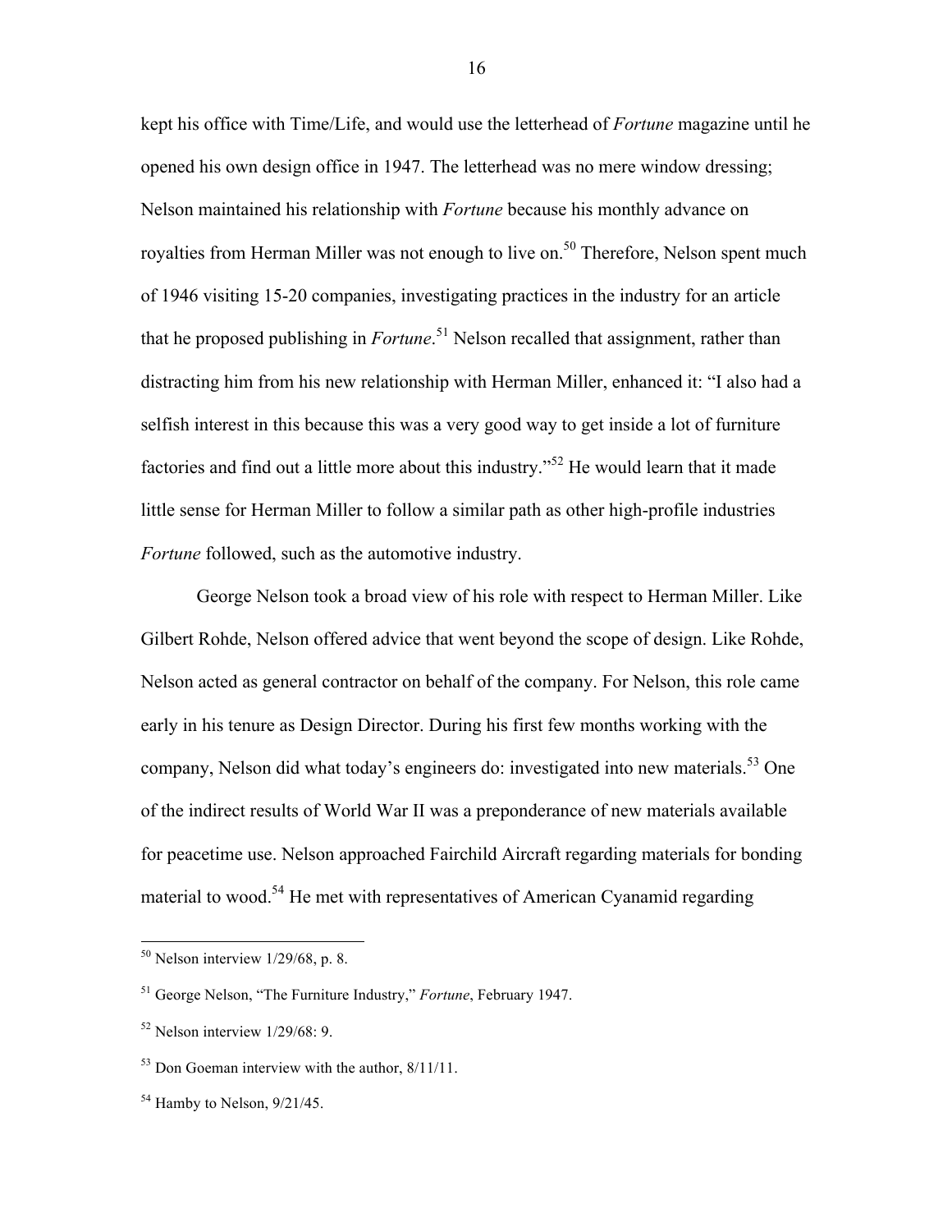kept his office with Time/Life, and would use the letterhead of *Fortune* magazine until he opened his own design office in 1947. The letterhead was no mere window dressing; Nelson maintained his relationship with *Fortune* because his monthly advance on royalties from Herman Miller was not enough to live on.[50] Therefore, Nelson spent much of 1946 visiting 15-20 companies, investigating practices in the industry for an article that he proposed publishing in *Fortune*.[51] Nelson recalled that assignment, rather than distracting him from his new relationship with Herman Miller, enhanced it: "I also had a selfish interest in this because this was a very good way to get inside a lot of furniture factories and find out a little more about this industry."[52] He would learn that it made little sense for Herman Miller to follow a similar path as other high-profile industries *Fortune* followed, such as the automotive industry.

George Nelson took a broad view of his role with respect to Herman Miller. Like Gilbert Rohde, Nelson offered advice that went beyond the scope of design. Like Rohde, Nelson acted as general contractor on behalf of the company. For Nelson, this role came early in his tenure as Design Director. During his first few months working with the company, Nelson did what today's engineers do: investigated into new materials.[53] One of the indirect results of World War II was a preponderance of new materials available for peacetime use. Nelson approached Fairchild Aircraft regarding materials for bonding material to wood.[54] He met with representatives of American Cyanamid regarding

---

[50] Nelson interview 1/29/68, p. 8.

[51] George Nelson, "The Furniture Industry," *Fortune*, February 1947.

[52] Nelson interview 1/29/68: 9.

[53] Don Goeman interview with the author, 8/11/11.

[54] Hamby to Nelson, 9/21/45.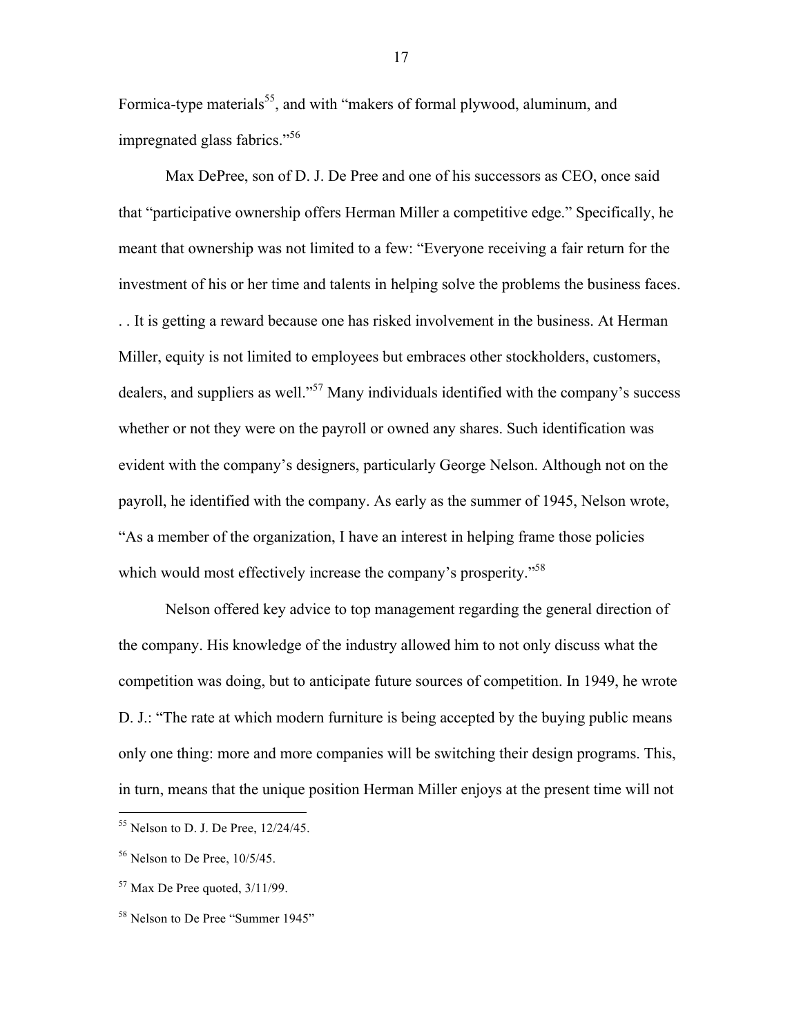Formica-type materials[55], and with "makers of formal plywood, aluminum, and impregnated glass fabrics."[56]

Max DePree, son of D. J. De Pree and one of his successors as CEO, once said that "participative ownership offers Herman Miller a competitive edge." Specifically, he meant that ownership was not limited to a few: "Everyone receiving a fair return for the investment of his or her time and talents in helping solve the problems the business faces. . . It is getting a reward because one has risked involvement in the business. At Herman Miller, equity is not limited to employees but embraces other stockholders, customers, dealers, and suppliers as well."[57] Many individuals identified with the company's success whether or not they were on the payroll or owned any shares. Such identification was evident with the company's designers, particularly George Nelson. Although not on the payroll, he identified with the company. As early as the summer of 1945, Nelson wrote, "As a member of the organization, I have an interest in helping frame those policies which would most effectively increase the company's prosperity."[58]

Nelson offered key advice to top management regarding the general direction of the company. His knowledge of the industry allowed him to not only discuss what the competition was doing, but to anticipate future sources of competition. In 1949, he wrote D. J.: "The rate at which modern furniture is being accepted by the buying public means only one thing: more and more companies will be switching their design programs. This, in turn, means that the unique position Herman Miller enjoys at the present time will not

---

[55] Nelson to D. J. De Pree, 12/24/45.

[56] Nelson to De Pree, 10/5/45.

[57] Max De Pree quoted, 3/11/99.

[58] Nelson to De Pree "Summer 1945"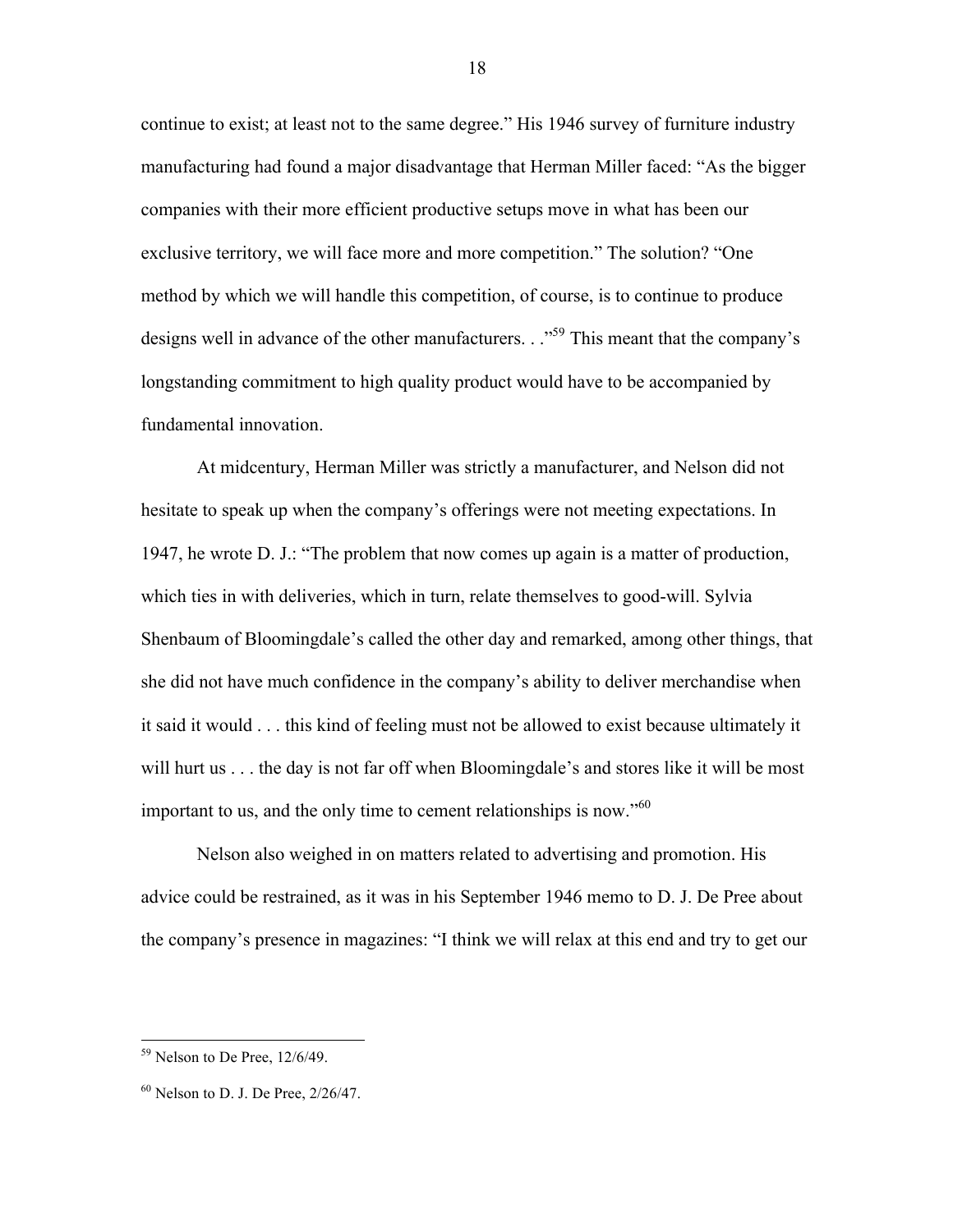continue to exist; at least not to the same degree." His 1946 survey of furniture industry manufacturing had found a major disadvantage that Herman Miller faced: "As the bigger companies with their more efficient productive setups move in what has been our exclusive territory, we will face more and more competition." The solution? "One method by which we will handle this competition, of course, is to continue to produce designs well in advance of the other manufacturers. . ."[59] This meant that the company's longstanding commitment to high quality product would have to be accompanied by fundamental innovation.

At midcentury, Herman Miller was strictly a manufacturer, and Nelson did not hesitate to speak up when the company's offerings were not meeting expectations. In 1947, he wrote D. J.: "The problem that now comes up again is a matter of production, which ties in with deliveries, which in turn, relate themselves to good-will. Sylvia Shenbaum of Bloomingdale's called the other day and remarked, among other things, that she did not have much confidence in the company's ability to deliver merchandise when it said it would . . . this kind of feeling must not be allowed to exist because ultimately it will hurt us . . . the day is not far off when Bloomingdale's and stores like it will be most important to us, and the only time to cement relationships is now."[60]

Nelson also weighed in on matters related to advertising and promotion. His advice could be restrained, as it was in his September 1946 memo to D. J. De Pree about the company's presence in magazines: "I think we will relax at this end and try to get our

---

[59] Nelson to De Pree, 12/6/49.

[60] Nelson to D. J. De Pree, 2/26/47.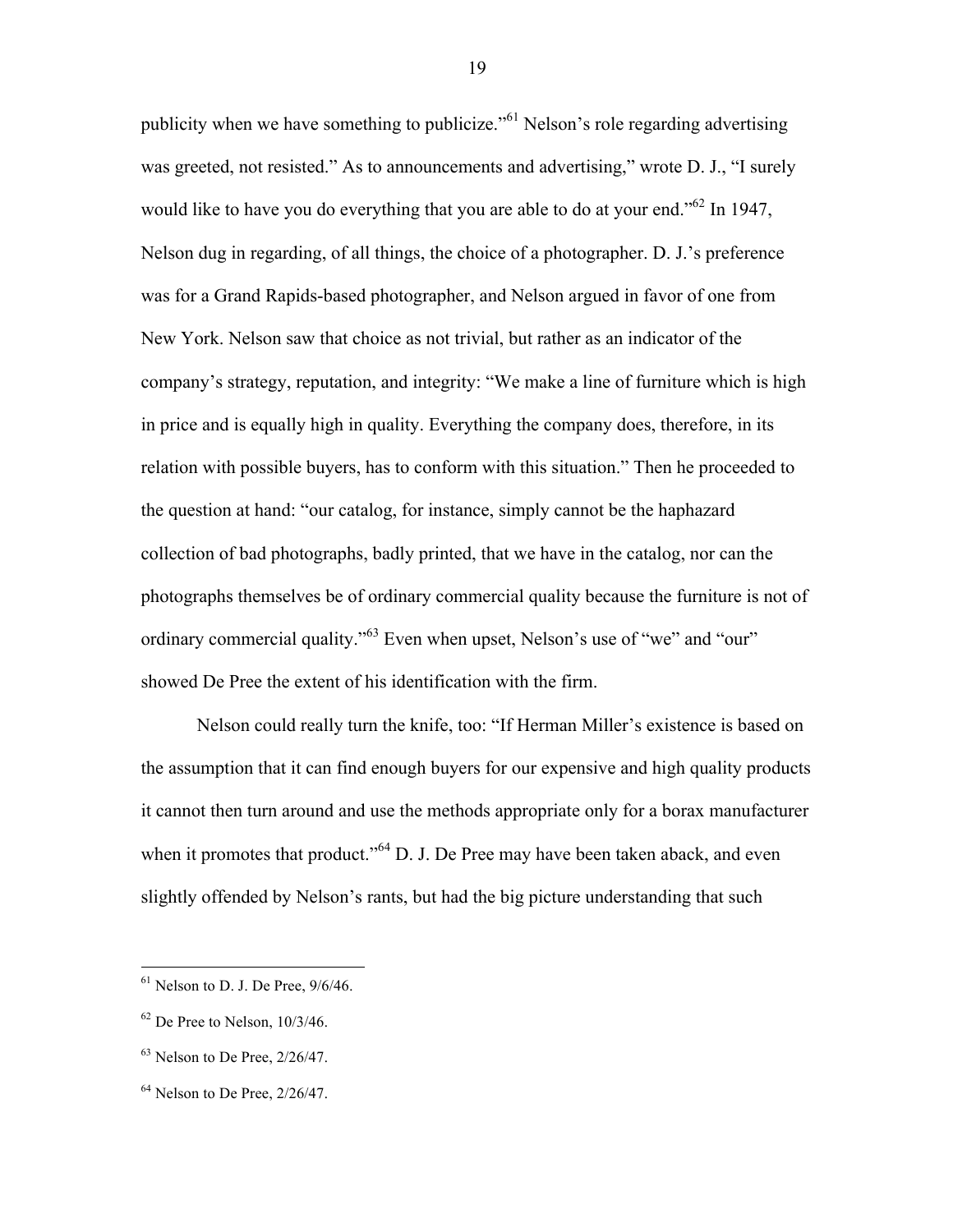publicity when we have something to publicize."[61] Nelson's role regarding advertising was greeted, not resisted." As to announcements and advertising," wrote D. J., "I surely would like to have you do everything that you are able to do at your end."[62] In 1947, Nelson dug in regarding, of all things, the choice of a photographer. D. J.'s preference was for a Grand Rapids-based photographer, and Nelson argued in favor of one from New York. Nelson saw that choice as not trivial, but rather as an indicator of the company's strategy, reputation, and integrity: "We make a line of furniture which is high in price and is equally high in quality. Everything the company does, therefore, in its relation with possible buyers, has to conform with this situation." Then he proceeded to the question at hand: "our catalog, for instance, simply cannot be the haphazard collection of bad photographs, badly printed, that we have in the catalog, nor can the photographs themselves be of ordinary commercial quality because the furniture is not of ordinary commercial quality."[63] Even when upset, Nelson's use of "we" and "our" showed De Pree the extent of his identification with the firm.

Nelson could really turn the knife, too: "If Herman Miller's existence is based on the assumption that it can find enough buyers for our expensive and high quality products it cannot then turn around and use the methods appropriate only for a borax manufacturer when it promotes that product."[64] D. J. De Pree may have been taken aback, and even slightly offended by Nelson's rants, but had the big picture understanding that such

---

[61] Nelson to D. J. De Pree, 9/6/46.

[62] De Pree to Nelson, 10/3/46.

[63] Nelson to De Pree, 2/26/47.

[64] Nelson to De Pree, 2/26/47.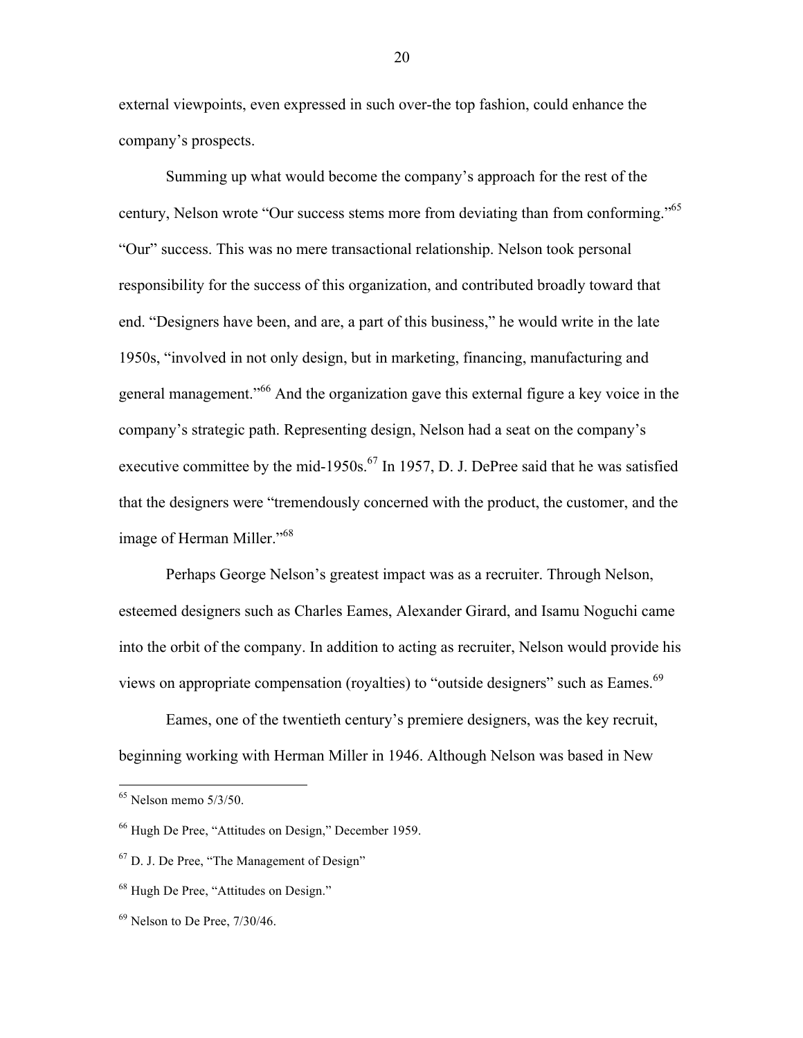external viewpoints, even expressed in such over-the top fashion, could enhance the company's prospects.

Summing up what would become the company's approach for the rest of the century, Nelson wrote "Our success stems more from deviating than from conforming."[65] "Our" success. This was no mere transactional relationship. Nelson took personal responsibility for the success of this organization, and contributed broadly toward that end. "Designers have been, and are, a part of this business," he would write in the late 1950s, "involved in not only design, but in marketing, financing, manufacturing and general management."[66] And the organization gave this external figure a key voice in the company's strategic path. Representing design, Nelson had a seat on the company's executive committee by the mid-1950s.[67] In 1957, D. J. DePree said that he was satisfied that the designers were "tremendously concerned with the product, the customer, and the image of Herman Miller."[68]

Perhaps George Nelson's greatest impact was as a recruiter. Through Nelson, esteemed designers such as Charles Eames, Alexander Girard, and Isamu Noguchi came into the orbit of the company. In addition to acting as recruiter, Nelson would provide his views on appropriate compensation (royalties) to "outside designers" such as Eames.[69]

Eames, one of the twentieth century's premiere designers, was the key recruit, beginning working with Herman Miller in 1946. Although Nelson was based in New

---

[65] Nelson memo 5/3/50.

[66] Hugh De Pree, "Attitudes on Design," December 1959.

[67] D. J. De Pree, "The Management of Design"

[68] Hugh De Pree, "Attitudes on Design."

[69] Nelson to De Pree, 7/30/46.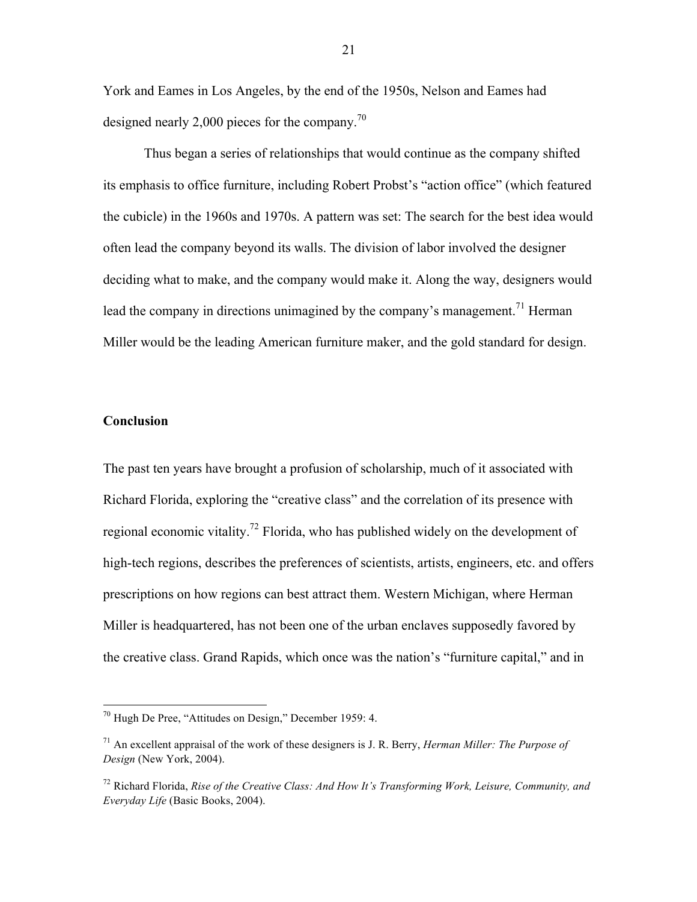York and Eames in Los Angeles, by the end of the 1950s, Nelson and Eames had designed nearly 2,000 pieces for the company.[70]

Thus began a series of relationships that would continue as the company shifted its emphasis to office furniture, including Robert Probst's "action office" (which featured the cubicle) in the 1960s and 1970s. A pattern was set: The search for the best idea would often lead the company beyond its walls. The division of labor involved the designer deciding what to make, and the company would make it. Along the way, designers would lead the company in directions unimagined by the company's management.[71] Herman Miller would be the leading American furniture maker, and the gold standard for design.

**Conclusion**

The past ten years have brought a profusion of scholarship, much of it associated with Richard Florida, exploring the "creative class" and the correlation of its presence with regional economic vitality.[72] Florida, who has published widely on the development of high-tech regions, describes the preferences of scientists, artists, engineers, etc. and offers prescriptions on how regions can best attract them. Western Michigan, where Herman Miller is headquartered, has not been one of the urban enclaves supposedly favored by the creative class. Grand Rapids, which once was the nation's "furniture capital," and in

---

[70] Hugh De Pree, "Attitudes on Design," December 1959: 4.

[71] An excellent appraisal of the work of these designers is J. R. Berry, *Herman Miller: The Purpose of Design* (New York, 2004).

[72] Richard Florida, *Rise of the Creative Class: And How It's Transforming Work, Leisure, Community, and Everyday Life* (Basic Books, 2004).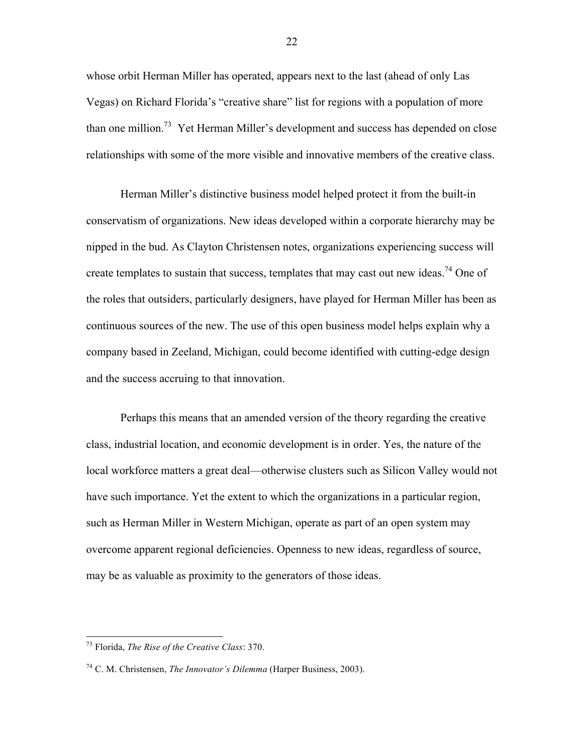whose orbit Herman Miller has operated, appears next to the last (ahead of only Las Vegas) on Richard Florida's "creative share" list for regions with a population of more than one million.[73] Yet Herman Miller's development and success has depended on close relationships with some of the more visible and innovative members of the creative class.

Herman Miller's distinctive business model helped protect it from the built-in conservatism of organizations. New ideas developed within a corporate hierarchy may be nipped in the bud. As Clayton Christensen notes, organizations experiencing success will create templates to sustain that success, templates that may cast out new ideas.[74] One of the roles that outsiders, particularly designers, have played for Herman Miller has been as continuous sources of the new. The use of this open business model helps explain why a company based in Zeeland, Michigan, could become identified with cutting-edge design and the success accruing to that innovation.

Perhaps this means that an amended version of the theory regarding the creative class, industrial location, and economic development is in order. Yes, the nature of the local workforce matters a great deal—otherwise clusters such as Silicon Valley would not have such importance. Yet the extent to which the organizations in a particular region, such as Herman Miller in Western Michigan, operate as part of an open system may overcome apparent regional deficiencies. Openness to new ideas, regardless of source, may be as valuable as proximity to the generators of those ideas.

---

[73] Florida, *The Rise of the Creative Class*: 370.

[74] C. M. Christensen, *The Innovator's Dilemma* (Harper Business, 2003).